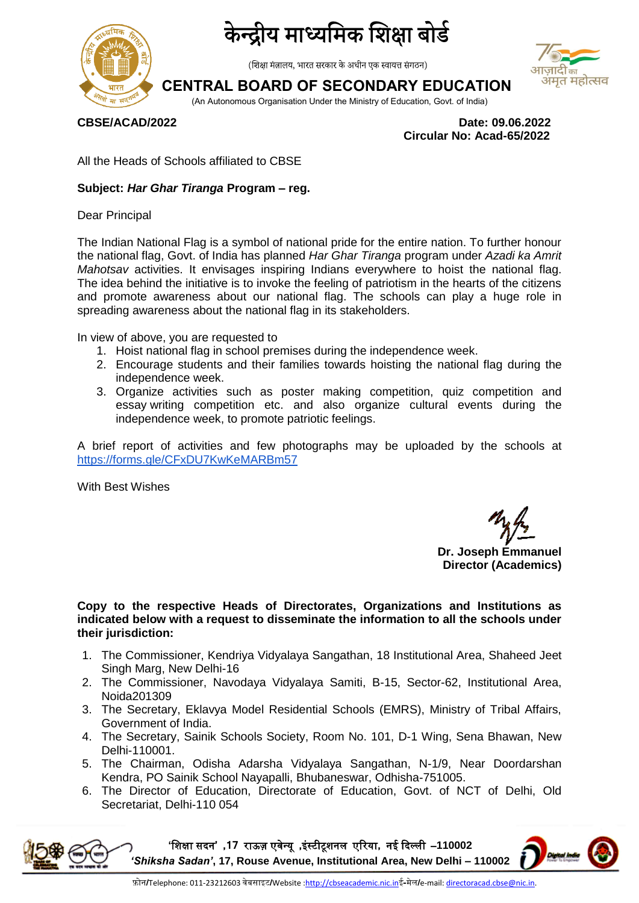# केन्द्रीय माध्यमिक शिक्षा बोर्ड

(शिक्षा मंत्रालय, भारत सरकार के अधीन एक स्वायत्त संगठन)

# CENTRAL BOARD OF SECONDARY EDUCATION

(An Autonomous Organisation Under the Ministry of Education, Govt. of India)

**CBSE/ACAD/2022**

**Date: 09.06.2022**
**Circular No: Acad-65/2022**

All the Heads of Schools affiliated to CBSE

**Subject: *Har Ghar Tiranga* Program – reg.**

Dear Principal

The Indian National Flag is a symbol of national pride for the entire nation. To further honour the national flag, Govt. of India has planned *Har Ghar Tiranga* program under *Azadi ka Amrit Mahotsav* activities. It envisages inspiring Indians everywhere to hoist the national flag. The idea behind the initiative is to invoke the feeling of patriotism in the hearts of the citizens and promote awareness about our national flag. The schools can play a huge role in spreading awareness about the national flag in its stakeholders.

In view of above, you are requested to

1. Hoist national flag in school premises during the independence week.
2. Encourage students and their families towards hoisting the national flag during the independence week.
3. Organize activities such as poster making competition, quiz competition and essay writing competition etc. and also organize cultural events during the independence week, to promote patriotic feelings.

A brief report of activities and few photographs may be uploaded by the schools at https://forms.gle/CFxDU7KwKeMARBm57

With Best Wishes

**Dr. Joseph Emmanuel**
**Director (Academics)**

**Copy to the respective Heads of Directorates, Organizations and Institutions as indicated below with a request to disseminate the information to all the schools under their jurisdiction:**

1. The Commissioner, Kendriya Vidyalaya Sangathan, 18 Institutional Area, Shaheed Jeet Singh Marg, New Delhi-16
2. The Commissioner, Navodaya Vidyalaya Samiti, B-15, Sector-62, Institutional Area, Noida201309
3. The Secretary, Eklavya Model Residential Schools (EMRS), Ministry of Tribal Affairs, Government of India.
4. The Secretary, Sainik Schools Society, Room No. 101, D-1 Wing, Sena Bhawan, New Delhi-110001.
5. The Chairman, Odisha Adarsha Vidyalaya Sangathan, N-1/9, Near Doordarshan Kendra, PO Sainik School Nayapalli, Bhubaneswar, Odhisha-751005.
6. The Director of Education, Directorate of Education, Govt. of NCT of Delhi, Old Secretariat, Delhi-110 054

'शिक्षा सदन' ,17 राऊज़ एवेन्यू ,इंस्टीटूशनल एरिया, नई दिल्ली –110002
***'Shiksha Sadan'*, 17, Rouse Avenue, Institutional Area, New Delhi – 110002**

फ़ोन/Telephone: 011-23212603 वेबसाइट/Website :http://cbseacademic.nic.in ई-मेल/e-mail: directoracad.cbse@nic.in.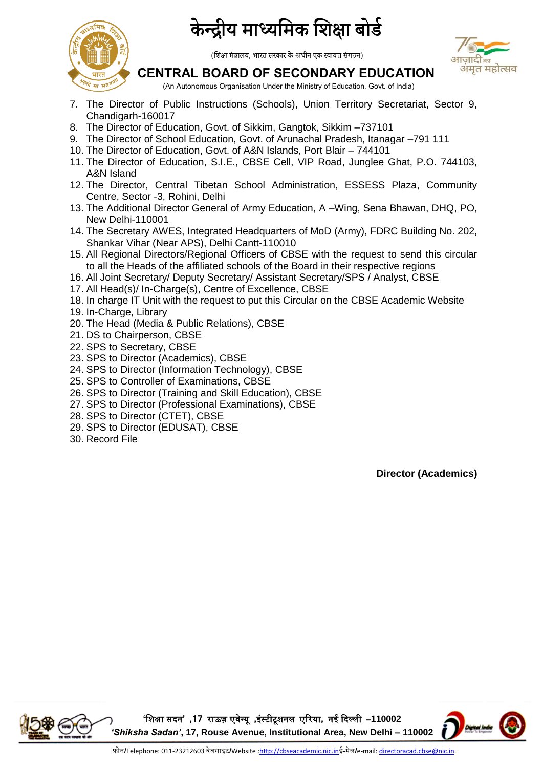7. The Director of Public Instructions (Schools), Union Territory Secretariat, Sector 9, Chandigarh-160017
8. The Director of Education, Govt. of Sikkim, Gangtok, Sikkim –737101
9. The Director of School Education, Govt. of Arunachal Pradesh, Itanagar –791 111
10. The Director of Education, Govt. of A&N Islands, Port Blair – 744101
11. The Director of Education, S.I.E., CBSE Cell, VIP Road, Junglee Ghat, P.O. 744103, A&N Island
12. The Director, Central Tibetan School Administration, ESSESS Plaza, Community Centre, Sector -3, Rohini, Delhi
13. The Additional Director General of Army Education, A –Wing, Sena Bhawan, DHQ, PO, New Delhi-110001
14. The Secretary AWES, Integrated Headquarters of MoD (Army), FDRC Building No. 202, Shankar Vihar (Near APS), Delhi Cantt-110010
15. All Regional Directors/Regional Officers of CBSE with the request to send this circular to all the Heads of the affiliated schools of the Board in their respective regions
16. All Joint Secretary/ Deputy Secretary/ Assistant Secretary/SPS / Analyst, CBSE
17. All Head(s)/ In-Charge(s), Centre of Excellence, CBSE
18. In charge IT Unit with the request to put this Circular on the CBSE Academic Website
19. In-Charge, Library
20. The Head (Media & Public Relations), CBSE
21. DS to Chairperson, CBSE
22. SPS to Secretary, CBSE
23. SPS to Director (Academics), CBSE
24. SPS to Director (Information Technology), CBSE
25. SPS to Controller of Examinations, CBSE
26. SPS to Director (Training and Skill Education), CBSE
27. SPS to Director (Professional Examinations), CBSE
28. SPS to Director (CTET), CBSE
29. SPS to Director (EDUSAT), CBSE
30. Record File

**Director (Academics)**